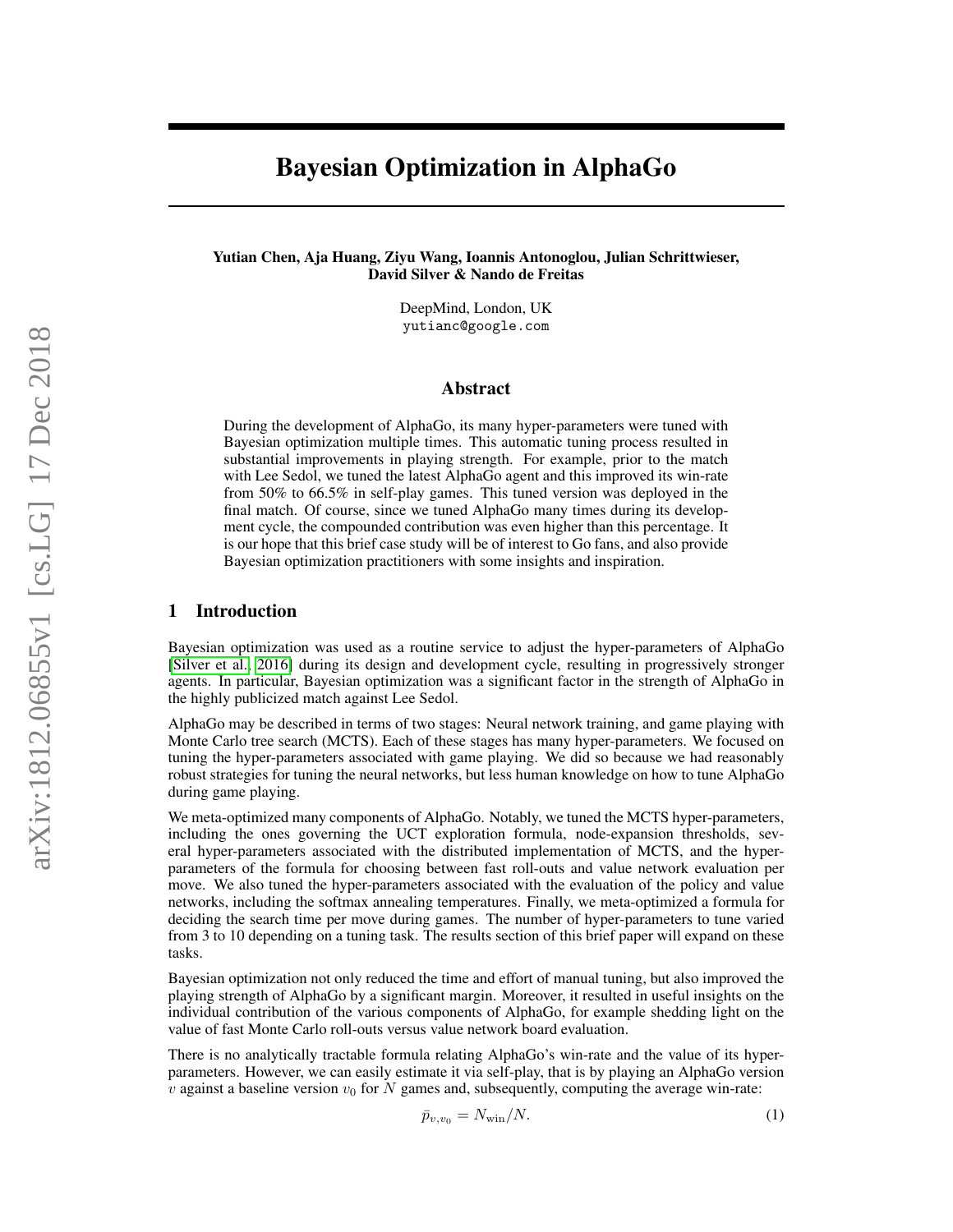# Bayesian Optimization in AlphaGo

**Yutian Chen, Aja Huang, Ziyu Wang, Ioannis Antonoglou, Julian Schrittwieser, David Silver & Nando de Freitas**

DeepMind, London, UK
`yutianc@google.com`

## Abstract

During the development of AlphaGo, its many hyper-parameters were tuned with Bayesian optimization multiple times. This automatic tuning process resulted in substantial improvements in playing strength. For example, prior to the match with Lee Sedol, we tuned the latest AlphaGo agent and this improved its win-rate from 50% to 66.5% in self-play games. This tuned version was deployed in the final match. Of course, since we tuned AlphaGo many times during its development cycle, the compounded contribution was even higher than this percentage. It is our hope that this brief case study will be of interest to Go fans, and also provide Bayesian optimization practitioners with some insights and inspiration.

## 1 Introduction

Bayesian optimization was used as a routine service to adjust the hyper-parameters of AlphaGo [Silver et al., 2016] during its design and development cycle, resulting in progressively stronger agents. In particular, Bayesian optimization was a significant factor in the strength of AlphaGo in the highly publicized match against Lee Sedol.

AlphaGo may be described in terms of two stages: Neural network training, and game playing with Monte Carlo tree search (MCTS). Each of these stages has many hyper-parameters. We focused on tuning the hyper-parameters associated with game playing. We did so because we had reasonably robust strategies for tuning the neural networks, but less human knowledge on how to tune AlphaGo during game playing.

We meta-optimized many components of AlphaGo. Notably, we tuned the MCTS hyper-parameters, including the ones governing the UCT exploration formula, node-expansion thresholds, several hyper-parameters associated with the distributed implementation of MCTS, and the hyper-parameters of the formula for choosing between fast roll-outs and value network evaluation per move. We also tuned the hyper-parameters associated with the evaluation of the policy and value networks, including the softmax annealing temperatures. Finally, we meta-optimized a formula for deciding the search time per move during games. The number of hyper-parameters to tune varied from 3 to 10 depending on a tuning task. The results section of this brief paper will expand on these tasks.

Bayesian optimization not only reduced the time and effort of manual tuning, but also improved the playing strength of AlphaGo by a significant margin. Moreover, it resulted in useful insights on the individual contribution of the various components of AlphaGo, for example shedding light on the value of fast Monte Carlo roll-outs versus value network board evaluation.

There is no analytically tractable formula relating AlphaGo's win-rate and the value of its hyper-parameters. However, we can easily estimate it via self-play, that is by playing an AlphaGo version $v$ against a baseline version $v_0$ for $N$ games and, subsequently, computing the average win-rate:

$$\bar{p}_{v,v_0} = N_{\text{win}}/N. \tag{1}$$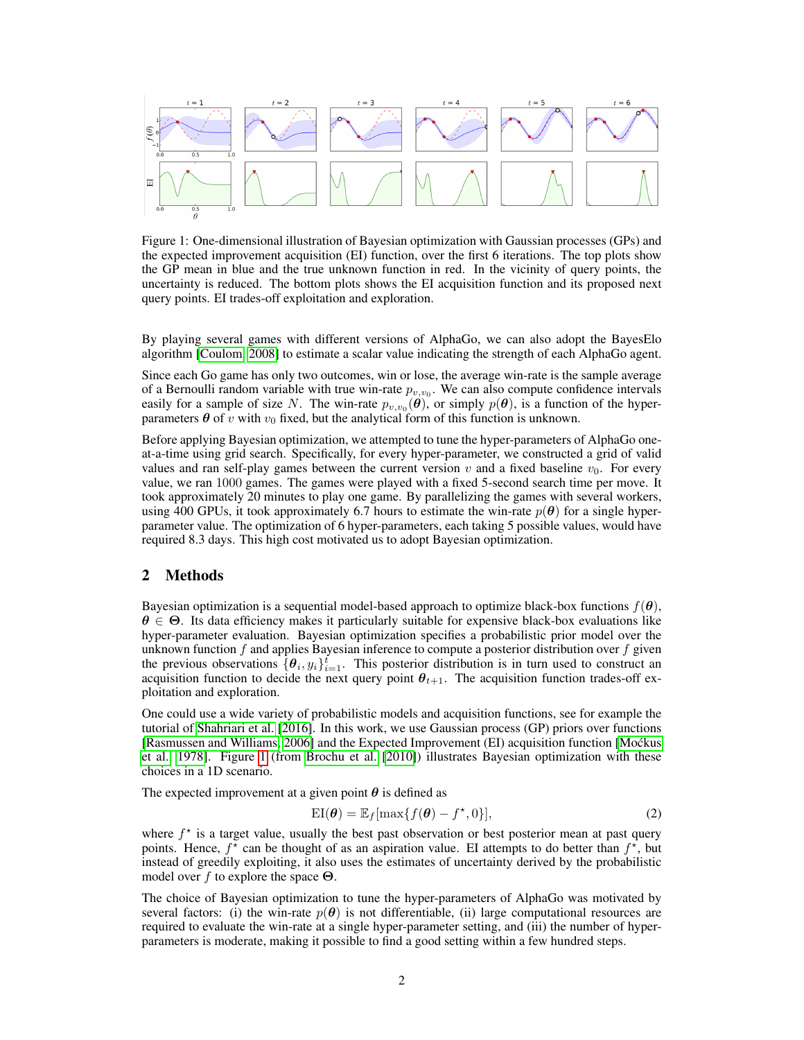Figure 1: One-dimensional illustration of Bayesian optimization with Gaussian processes (GPs) and the expected improvement acquisition (EI) function, over the first 6 iterations. The top plots show the GP mean in blue and the true unknown function in red. In the vicinity of query points, the uncertainty is reduced. The bottom plots shows the EI acquisition function and its proposed next query points. EI trades-off exploitation and exploration.

By playing several games with different versions of AlphaGo, we can also adopt the BayesElo algorithm [Coulom, 2008] to estimate a scalar value indicating the strength of each AlphaGo agent.

Since each Go game has only two outcomes, win or lose, the average win-rate is the sample average of a Bernoulli random variable with true win-rate $p_{v,v_0}$. We can also compute confidence intervals easily for a sample of size $N$. The win-rate $p_{v,v_0}(\boldsymbol{\theta})$, or simply $p(\boldsymbol{\theta})$, is a function of the hyper-parameters $\boldsymbol{\theta}$ of $v$ with $v_0$ fixed, but the analytical form of this function is unknown.

Before applying Bayesian optimization, we attempted to tune the hyper-parameters of AlphaGo one-at-a-time using grid search. Specifically, for every hyper-parameter, we constructed a grid of valid values and ran self-play games between the current version $v$ and a fixed baseline $v_0$. For every value, we ran 1000 games. The games were played with a fixed 5-second search time per move. It took approximately 20 minutes to play one game. By parallelizing the games with several workers, using 400 GPUs, it took approximately 6.7 hours to estimate the win-rate $p(\boldsymbol{\theta})$ for a single hyper-parameter value. The optimization of 6 hyper-parameters, each taking 5 possible values, would have required 8.3 days. This high cost motivated us to adopt Bayesian optimization.

## 2 Methods

Bayesian optimization is a sequential model-based approach to optimize black-box functions $f(\boldsymbol{\theta})$, $\boldsymbol{\theta} \in \boldsymbol{\Theta}$. Its data efficiency makes it particularly suitable for expensive black-box evaluations like hyper-parameter evaluation. Bayesian optimization specifies a probabilistic prior model over the unknown function $f$ and applies Bayesian inference to compute a posterior distribution over $f$ given the previous observations $\{\boldsymbol{\theta}_i, y_i\}_{i=1}^{t}$. This posterior distribution is in turn used to construct an acquisition function to decide the next query point $\boldsymbol{\theta}_{t+1}$. The acquisition function trades-off exploitation and exploration.

One could use a wide variety of probabilistic models and acquisition functions, see for example the tutorial of Shahriari et al. [2016]. In this work, we use Gaussian process (GP) priors over functions [Rasmussen and Williams, 2006] and the Expected Improvement (EI) acquisition function [Moćkus et al., 1978]. Figure 1 (from Brochu et al. [2010]) illustrates Bayesian optimization with these choices in a 1D scenario.

The expected improvement at a given point $\boldsymbol{\theta}$ is defined as

$$\mathrm{EI}(\boldsymbol{\theta}) = \mathbb{E}_f[\max\{f(\boldsymbol{\theta}) - f^\star, 0\}], \tag{2}$$

where $f^\star$ is a target value, usually the best past observation or best posterior mean at past query points. Hence, $f^\star$ can be thought of as an aspiration value. EI attempts to do better than $f^\star$, but instead of greedily exploiting, it also uses the estimates of uncertainty derived by the probabilistic model over $f$ to explore the space $\boldsymbol{\Theta}$.

The choice of Bayesian optimization to tune the hyper-parameters of AlphaGo was motivated by several factors: (i) the win-rate $p(\boldsymbol{\theta})$ is not differentiable, (ii) large computational resources are required to evaluate the win-rate at a single hyper-parameter setting, and (iii) the number of hyper-parameters is moderate, making it possible to find a good setting within a few hundred steps.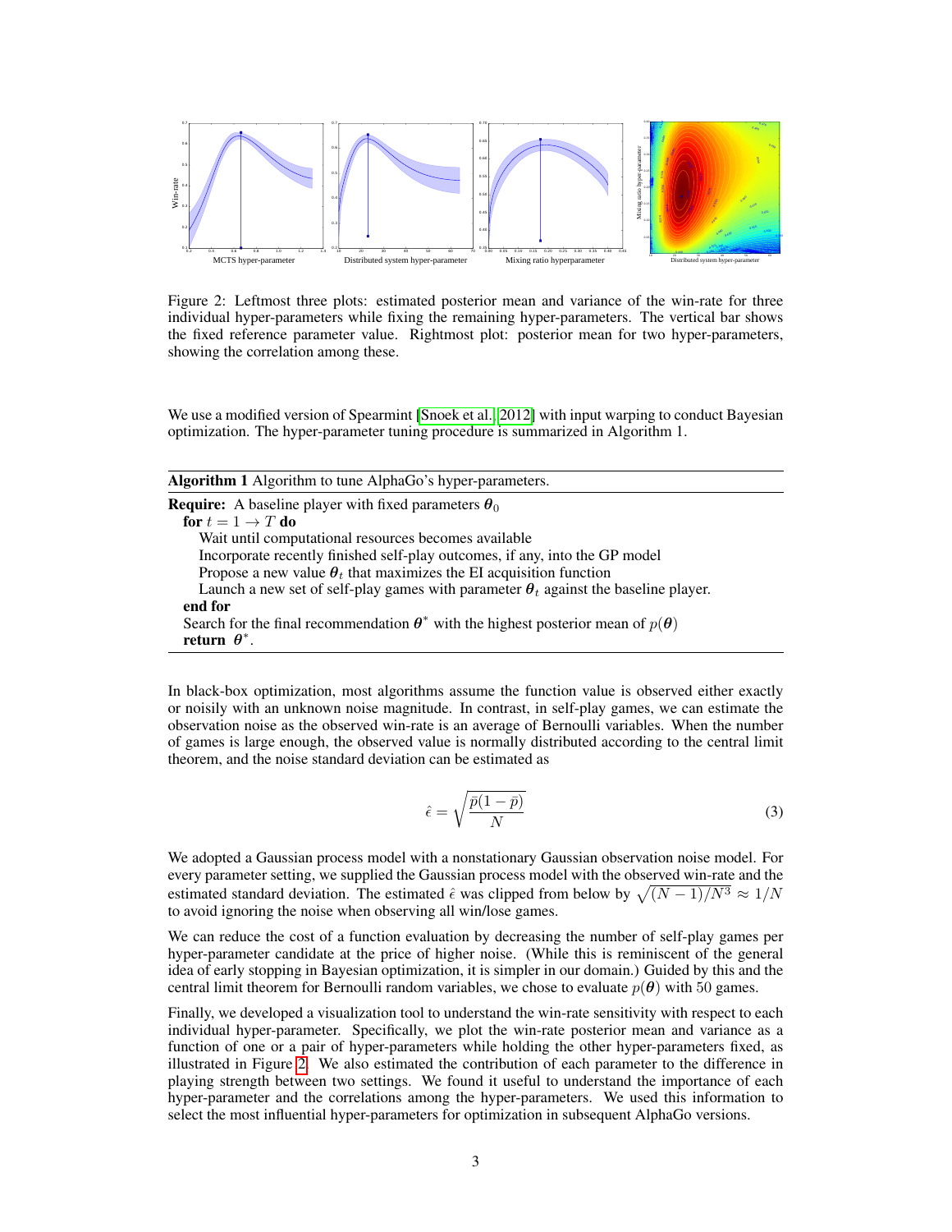Figure 2: Leftmost three plots: estimated posterior mean and variance of the win-rate for three individual hyper-parameters while fixing the remaining hyper-parameters. The vertical bar shows the fixed reference parameter value. Rightmost plot: posterior mean for two hyper-parameters, showing the correlation among these.

We use a modified version of Spearmint [Snoek et al., 2012] with input warping to conduct Bayesian optimization. The hyper-parameter tuning procedure is summarized in Algorithm 1.

---

**Algorithm 1** Algorithm to tune AlphaGo's hyper-parameters.

---

**Require:** A baseline player with fixed parameters $\boldsymbol{\theta}_0$

**for** $t = 1 \to T$ **do**

  Wait until computational resources becomes available

  Incorporate recently finished self-play outcomes, if any, into the GP model

  Propose a new value $\boldsymbol{\theta}_t$ that maximizes the EI acquisition function

  Launch a new set of self-play games with parameter $\boldsymbol{\theta}_t$ against the baseline player.

**end for**

Search for the final recommendation $\boldsymbol{\theta}^*$ with the highest posterior mean of $p(\boldsymbol{\theta})$

**return** $\boldsymbol{\theta}^*$.

---

In black-box optimization, most algorithms assume the function value is observed either exactly or noisily with an unknown noise magnitude. In contrast, in self-play games, we can estimate the observation noise as the observed win-rate is an average of Bernoulli variables. When the number of games is large enough, the observed value is normally distributed according to the central limit theorem, and the noise standard deviation can be estimated as

$$\hat{\epsilon} = \sqrt{\frac{\bar{p}(1-\bar{p})}{N}} \tag{3}$$

We adopted a Gaussian process model with a nonstationary Gaussian observation noise model. For every parameter setting, we supplied the Gaussian process model with the observed win-rate and the estimated standard deviation. The estimated $\hat{\epsilon}$ was clipped from below by $\sqrt{(N-1)/N^3} \approx 1/N$ to avoid ignoring the noise when observing all win/lose games.

We can reduce the cost of a function evaluation by decreasing the number of self-play games per hyper-parameter candidate at the price of higher noise. (While this is reminiscent of the general idea of early stopping in Bayesian optimization, it is simpler in our domain.) Guided by this and the central limit theorem for Bernoulli random variables, we chose to evaluate $p(\boldsymbol{\theta})$ with 50 games.

Finally, we developed a visualization tool to understand the win-rate sensitivity with respect to each individual hyper-parameter. Specifically, we plot the win-rate posterior mean and variance as a function of one or a pair of hyper-parameters while holding the other hyper-parameters fixed, as illustrated in Figure 2. We also estimated the contribution of each parameter to the difference in playing strength between two settings. We found it useful to understand the importance of each hyper-parameter and the correlations among the hyper-parameters. We used this information to select the most influential hyper-parameters for optimization in subsequent AlphaGo versions.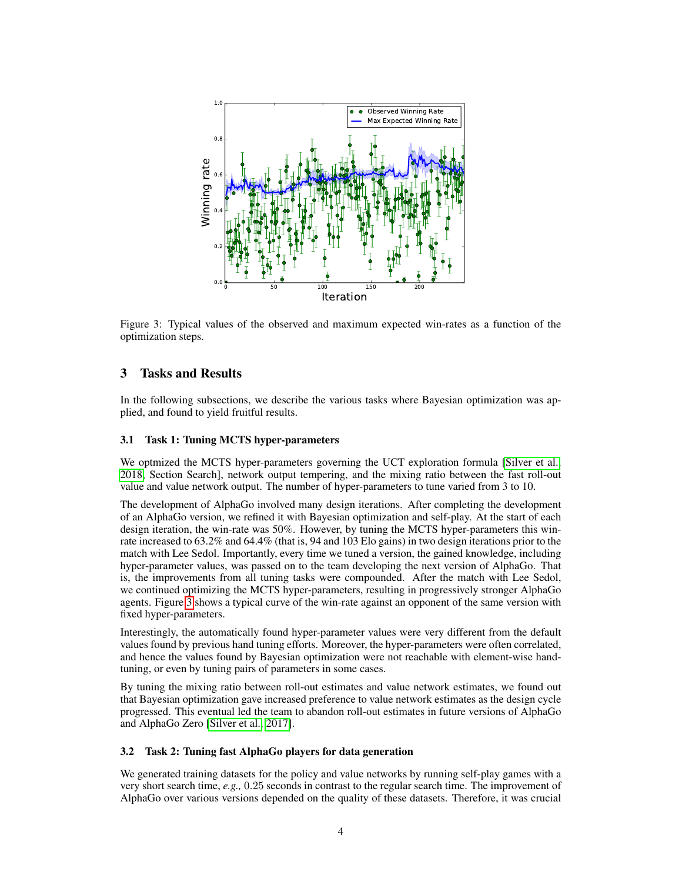Figure 3: Typical values of the observed and maximum expected win-rates as a function of the optimization steps.

## 3 Tasks and Results

In the following subsections, we describe the various tasks where Bayesian optimization was applied, and found to yield fruitful results.

### 3.1 Task 1: Tuning MCTS hyper-parameters

We optmized the MCTS hyper-parameters governing the UCT exploration formula [Silver et al., 2018, Section Search], network output tempering, and the mixing ratio between the fast roll-out value and value network output. The number of hyper-parameters to tune varied from 3 to 10.

The development of AlphaGo involved many design iterations. After completing the development of an AlphaGo version, we refined it with Bayesian optimization and self-play. At the start of each design iteration, the win-rate was 50%. However, by tuning the MCTS hyper-parameters this win-rate increased to 63.2% and 64.4% (that is, 94 and 103 Elo gains) in two design iterations prior to the match with Lee Sedol. Importantly, every time we tuned a version, the gained knowledge, including hyper-parameter values, was passed on to the team developing the next version of AlphaGo. That is, the improvements from all tuning tasks were compounded. After the match with Lee Sedol, we continued optimizing the MCTS hyper-parameters, resulting in progressively stronger AlphaGo agents. Figure 3 shows a typical curve of the win-rate against an opponent of the same version with fixed hyper-parameters.

Interestingly, the automatically found hyper-parameter values were very different from the default values found by previous hand tuning efforts. Moreover, the hyper-parameters were often correlated, and hence the values found by Bayesian optimization were not reachable with element-wise hand-tuning, or even by tuning pairs of parameters in some cases.

By tuning the mixing ratio between roll-out estimates and value network estimates, we found out that Bayesian optimization gave increased preference to value network estimates as the design cycle progressed. This eventual led the team to abandon roll-out estimates in future versions of AlphaGo and AlphaGo Zero [Silver et al., 2017].

### 3.2 Task 2: Tuning fast AlphaGo players for data generation

We generated training datasets for the policy and value networks by running self-play games with a very short search time, *e.g.,* 0.25 seconds in contrast to the regular search time. The improvement of AlphaGo over various versions depended on the quality of these datasets. Therefore, it was crucial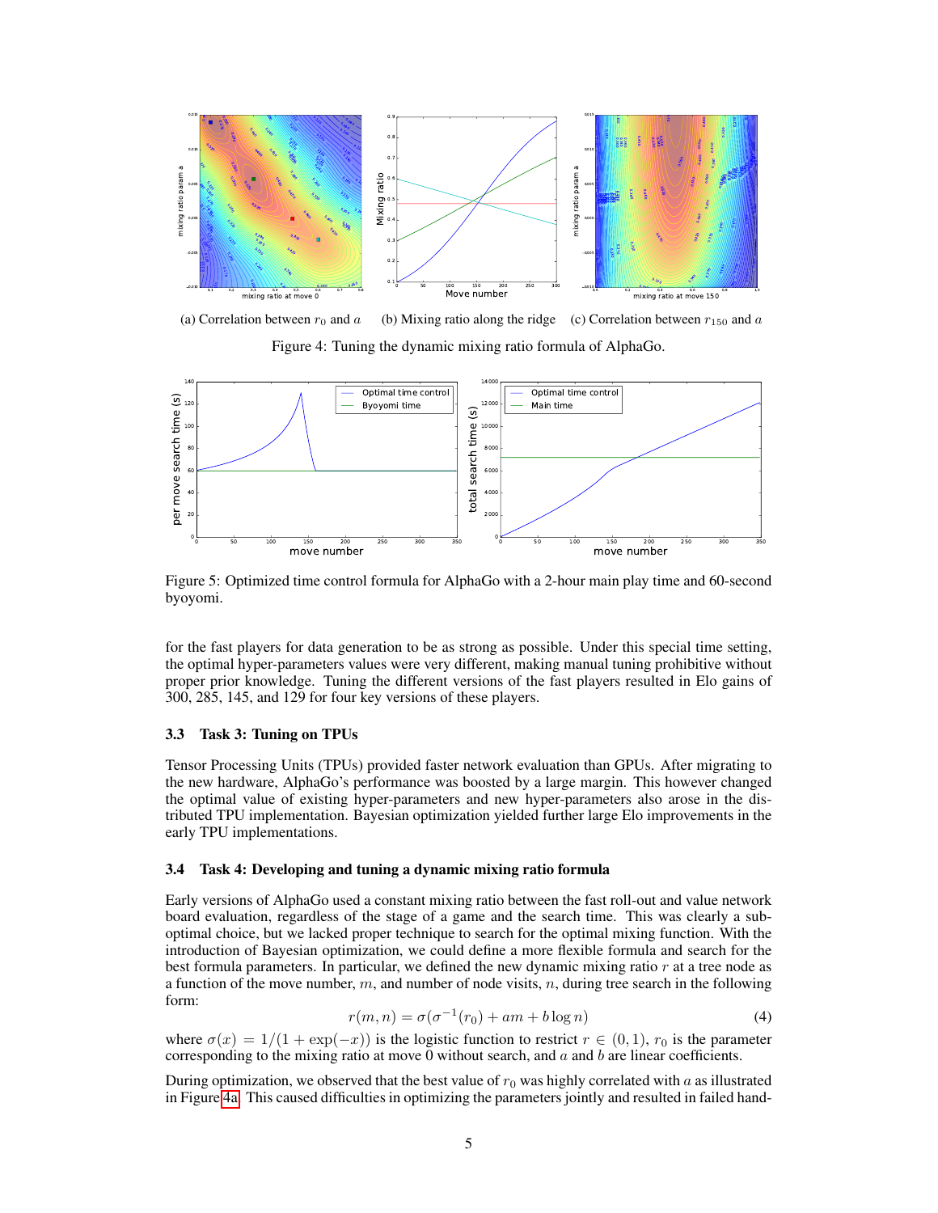(a) Correlation between $r_0$ and $a$ (b) Mixing ratio along the ridge (c) Correlation between $r_{150}$ and $a$

Figure 4: Tuning the dynamic mixing ratio formula of AlphaGo.

Figure 5: Optimized time control formula for AlphaGo with a 2-hour main play time and 60-second byoyomi.

for the fast players for data generation to be as strong as possible. Under this special time setting, the optimal hyper-parameters values were very different, making manual tuning prohibitive without proper prior knowledge. Tuning the different versions of the fast players resulted in Elo gains of 300, 285, 145, and 129 for four key versions of these players.

### 3.3 Task 3: Tuning on TPUs

Tensor Processing Units (TPUs) provided faster network evaluation than GPUs. After migrating to the new hardware, AlphaGo's performance was boosted by a large margin. This however changed the optimal value of existing hyper-parameters and new hyper-parameters also arose in the distributed TPU implementation. Bayesian optimization yielded further large Elo improvements in the early TPU implementations.

### 3.4 Task 4: Developing and tuning a dynamic mixing ratio formula

Early versions of AlphaGo used a constant mixing ratio between the fast roll-out and value network board evaluation, regardless of the stage of a game and the search time. This was clearly a sub-optimal choice, but we lacked proper technique to search for the optimal mixing function. With the introduction of Bayesian optimization, we could define a more flexible formula and search for the best formula parameters. In particular, we defined the new dynamic mixing ratio $r$ at a tree node as a function of the move number, $m$, and number of node visits, $n$, during tree search in the following form:

$$r(m, n) = \sigma(\sigma^{-1}(r_0) + am + b \log n) \tag{4}$$

where $\sigma(x) = 1/(1 + \exp(-x))$ is the logistic function to restrict $r \in (0, 1)$, $r_0$ is the parameter corresponding to the mixing ratio at move 0 without search, and $a$ and $b$ are linear coefficients.

During optimization, we observed that the best value of $r_0$ was highly correlated with $a$ as illustrated in Figure 4a. This caused difficulties in optimizing the parameters jointly and resulted in failed hand-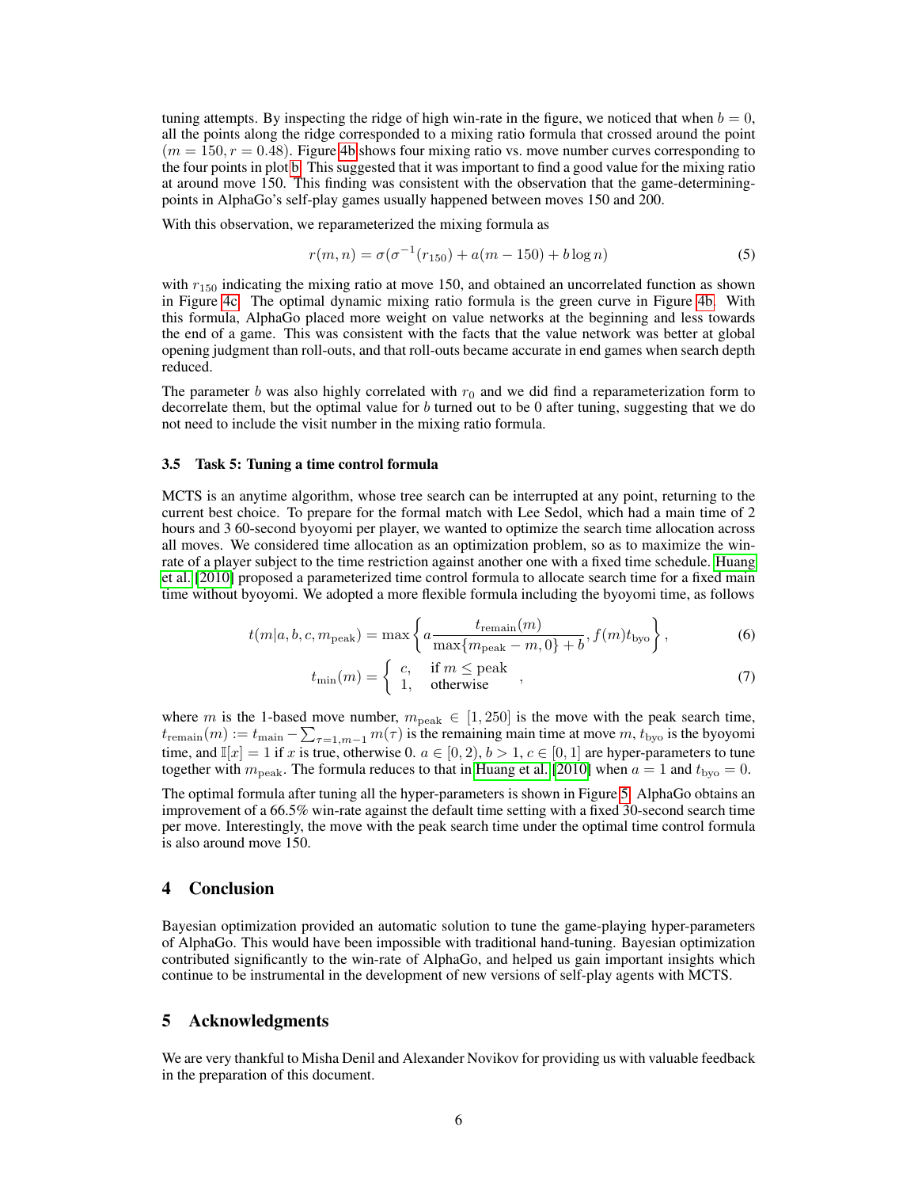tuning attempts. By inspecting the ridge of high win-rate in the figure, we noticed that when $b = 0$, all the points along the ridge corresponded to a mixing ratio formula that crossed around the point $(m = 150, r = 0.48)$. Figure 4b shows four mixing ratio vs. move number curves corresponding to the four points in plot b. This suggested that it was important to find a good value for the mixing ratio at around move 150. This finding was consistent with the observation that the game-determining-points in AlphaGo's self-play games usually happened between moves 150 and 200.

With this observation, we reparameterized the mixing formula as

$$r(m, n) = \sigma(\sigma^{-1}(r_{150}) + a(m - 150) + b \log n) \tag{5}$$

with $r_{150}$ indicating the mixing ratio at move 150, and obtained an uncorrelated function as shown in Figure 4c. The optimal dynamic mixing ratio formula is the green curve in Figure 4b. With this formula, AlphaGo placed more weight on value networks at the beginning and less towards the end of a game. This was consistent with the facts that the value network was better at global opening judgment than roll-outs, and that roll-outs became accurate in end games when search depth reduced.

The parameter $b$ was also highly correlated with $r_0$ and we did find a reparameterization form to decorrelate them, but the optimal value for $b$ turned out to be 0 after tuning, suggesting that we do not need to include the visit number in the mixing ratio formula.

### 3.5 Task 5: Tuning a time control formula

MCTS is an anytime algorithm, whose tree search can be interrupted at any point, returning to the current best choice. To prepare for the formal match with Lee Sedol, which had a main time of 2 hours and 3 60-second byoyomi per player, we wanted to optimize the search time allocation across all moves. We considered time allocation as an optimization problem, so as to maximize the win-rate of a player subject to the time restriction against another one with a fixed time schedule. Huang et al. [2010] proposed a parameterized time control formula to allocate search time for a fixed main time without byoyomi. We adopted a more flexible formula including the byoyomi time, as follows

$$t(m|a, b, c, m_{\text{peak}}) = \max\left\{ a \frac{t_{\text{remain}}(m)}{\max\{m_{\text{peak}} - m, 0\} + b}, f(m) t_{\text{byo}} \right\}, \tag{6}$$

$$t_{\min}(m) = \begin{cases} c, & \text{if } m \le \text{peak} \\ 1, & \text{otherwise} \end{cases}, \tag{7}$$

where $m$ is the 1-based move number, $m_{\text{peak}} \in [1, 250]$ is the move with the peak search time, $t_{\text{remain}}(m) := t_{\text{main}} - \sum_{\tau=1,m-1} m(\tau)$ is the remaining main time at move $m$, $t_{\text{byo}}$ is the byoyomi time, and $\mathbb{I}[x] = 1$ if $x$ is true, otherwise 0. $a \in [0, 2)$, $b > 1$, $c \in [0, 1]$ are hyper-parameters to tune together with $m_{\text{peak}}$. The formula reduces to that in Huang et al. [2010] when $a = 1$ and $t_{\text{byo}} = 0$.

The optimal formula after tuning all the hyper-parameters is shown in Figure 5. AlphaGo obtains an improvement of a 66.5% win-rate against the default time setting with a fixed 30-second search time per move. Interestingly, the move with the peak search time under the optimal time control formula is also around move 150.

## 4 Conclusion

Bayesian optimization provided an automatic solution to tune the game-playing hyper-parameters of AlphaGo. This would have been impossible with traditional hand-tuning. Bayesian optimization contributed significantly to the win-rate of AlphaGo, and helped us gain important insights which continue to be instrumental in the development of new versions of self-play agents with MCTS.

## 5 Acknowledgments

We are very thankful to Misha Denil and Alexander Novikov for providing us with valuable feedback in the preparation of this document.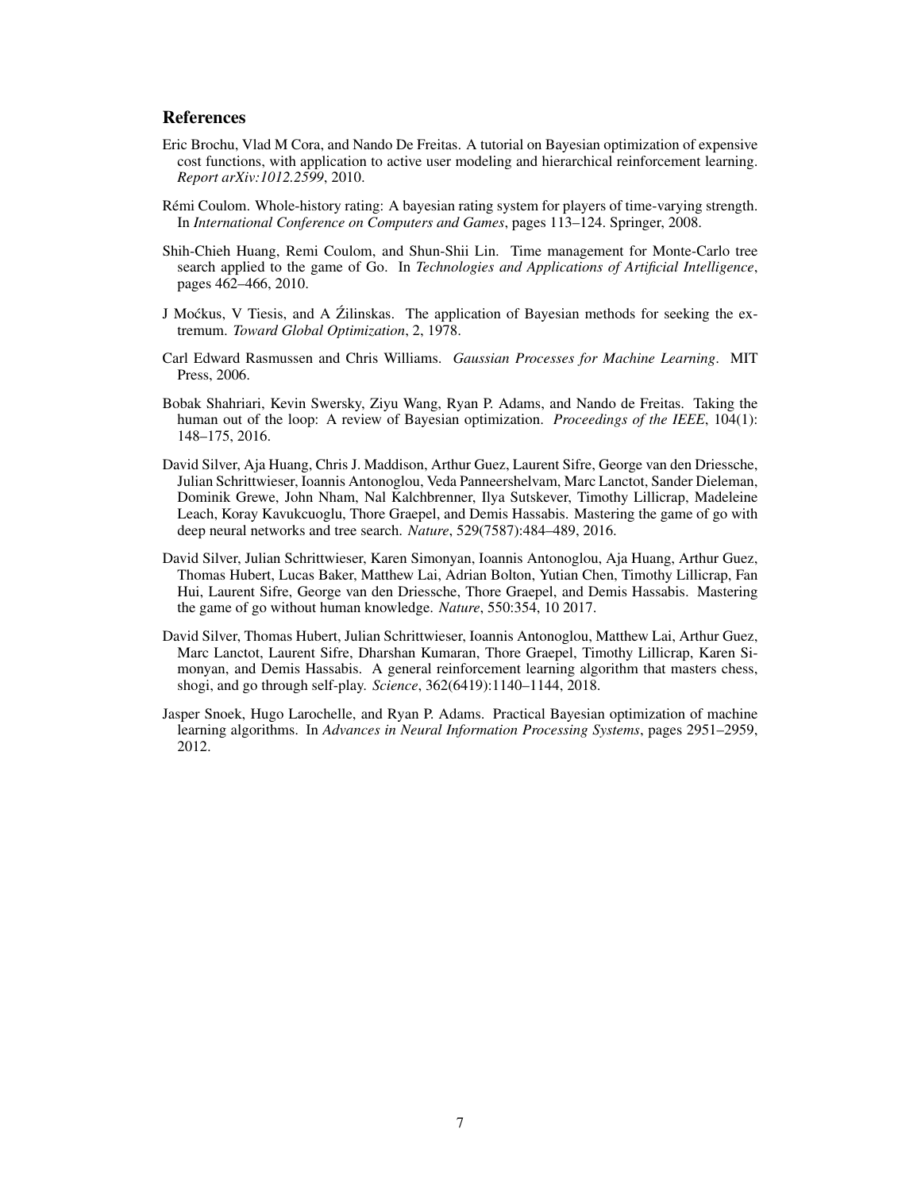## References

Eric Brochu, Vlad M Cora, and Nando De Freitas. A tutorial on Bayesian optimization of expensive cost functions, with application to active user modeling and hierarchical reinforcement learning. *Report arXiv:1012.2599*, 2010.

Rémi Coulom. Whole-history rating: A bayesian rating system for players of time-varying strength. In *International Conference on Computers and Games*, pages 113–124. Springer, 2008.

Shih-Chieh Huang, Remi Coulom, and Shun-Shii Lin. Time management for Monte-Carlo tree search applied to the game of Go. In *Technologies and Applications of Artificial Intelligence*, pages 462–466, 2010.

J Moćkus, V Tiesis, and A Źilinskas. The application of Bayesian methods for seeking the extremum. *Toward Global Optimization*, 2, 1978.

Carl Edward Rasmussen and Chris Williams. *Gaussian Processes for Machine Learning*. MIT Press, 2006.

Bobak Shahriari, Kevin Swersky, Ziyu Wang, Ryan P. Adams, and Nando de Freitas. Taking the human out of the loop: A review of Bayesian optimization. *Proceedings of the IEEE*, 104(1): 148–175, 2016.

David Silver, Aja Huang, Chris J. Maddison, Arthur Guez, Laurent Sifre, George van den Driessche, Julian Schrittwieser, Ioannis Antonoglou, Veda Panneershelvam, Marc Lanctot, Sander Dieleman, Dominik Grewe, John Nham, Nal Kalchbrenner, Ilya Sutskever, Timothy Lillicrap, Madeleine Leach, Koray Kavukcuoglu, Thore Graepel, and Demis Hassabis. Mastering the game of go with deep neural networks and tree search. *Nature*, 529(7587):484–489, 2016.

David Silver, Julian Schrittwieser, Karen Simonyan, Ioannis Antonoglou, Aja Huang, Arthur Guez, Thomas Hubert, Lucas Baker, Matthew Lai, Adrian Bolton, Yutian Chen, Timothy Lillicrap, Fan Hui, Laurent Sifre, George van den Driessche, Thore Graepel, and Demis Hassabis. Mastering the game of go without human knowledge. *Nature*, 550:354, 10 2017.

David Silver, Thomas Hubert, Julian Schrittwieser, Ioannis Antonoglou, Matthew Lai, Arthur Guez, Marc Lanctot, Laurent Sifre, Dharshan Kumaran, Thore Graepel, Timothy Lillicrap, Karen Simonyan, and Demis Hassabis. A general reinforcement learning algorithm that masters chess, shogi, and go through self-play. *Science*, 362(6419):1140–1144, 2018.

Jasper Snoek, Hugo Larochelle, and Ryan P. Adams. Practical Bayesian optimization of machine learning algorithms. In *Advances in Neural Information Processing Systems*, pages 2951–2959, 2012.